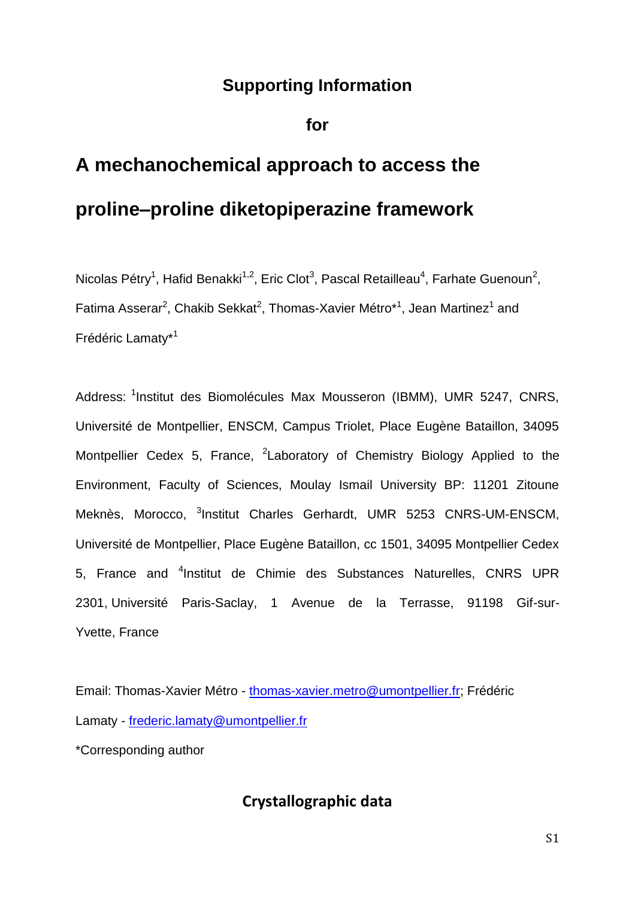# Supporting Information

**for**

# A mechanochemical approach to access the proline–proline diketopiperazine framework

Nicolas Pétry[1], Hafid Benakki[1,2], Eric Clot[3], Pascal Retailleau[4], Farhate Guenoun[2], Fatima Asserar[2], Chakib Sekkat[2], Thomas-Xavier Métro*[1], Jean Martinez[1] and Frédéric Lamaty*[1]

Address: [1]Institut des Biomolécules Max Mousseron (IBMM), UMR 5247, CNRS, Université de Montpellier, ENSCM, Campus Triolet, Place Eugène Bataillon, 34095 Montpellier Cedex 5, France, [2]Laboratory of Chemistry Biology Applied to the Environment, Faculty of Sciences, Moulay Ismail University BP: 11201 Zitoune Meknès, Morocco, [3]Institut Charles Gerhardt, UMR 5253 CNRS-UM-ENSCM, Université de Montpellier, Place Eugène Bataillon, cc 1501, 34095 Montpellier Cedex 5, France and [4]Institut de Chimie des Substances Naturelles, CNRS UPR 2301, Université Paris-Saclay, 1 Avenue de la Terrasse, 91198 Gif-sur-Yvette, France

Email: Thomas-Xavier Métro - thomas-xavier.metro@umontpellier.fr; Frédéric Lamaty - frederic.lamaty@umontpellier.fr

*Corresponding author

## Crystallographic data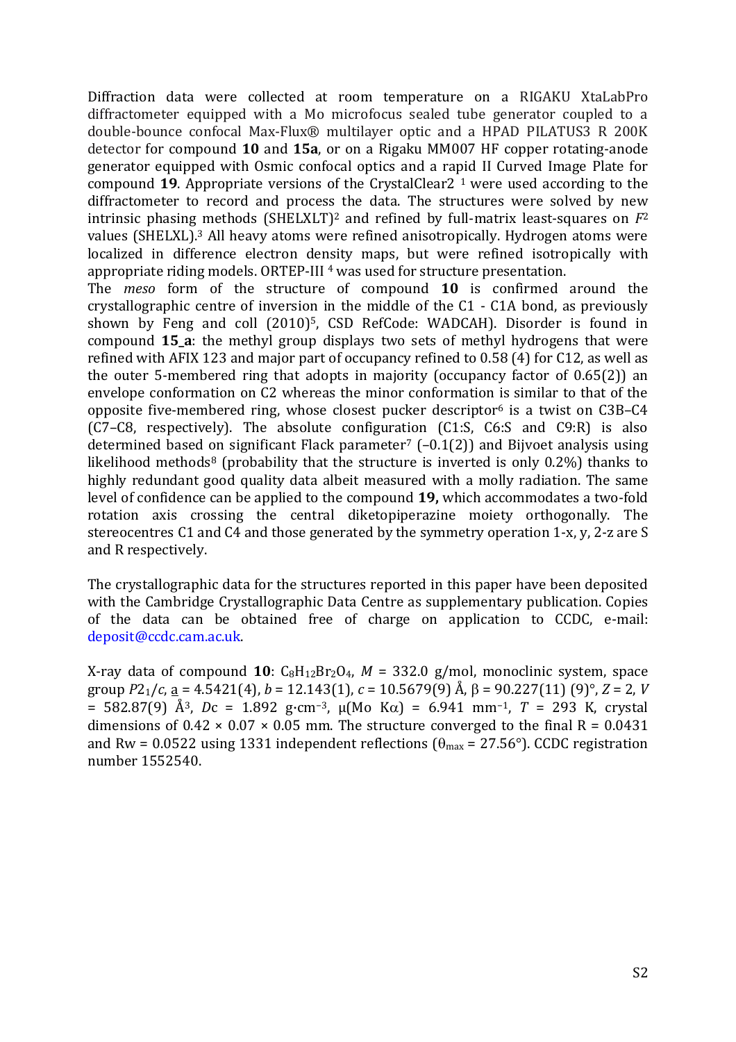Diffraction data were collected at room temperature on a RIGAKU XtaLabPro diffractometer equipped with a Mo microfocus sealed tube generator coupled to a double-bounce confocal Max-Flux® multilayer optic and a HPAD PILATUS3 R 200K detector for compound **10** and **15a**, or on a Rigaku MM007 HF copper rotating-anode generator equipped with Osmic confocal optics and a rapid II Curved Image Plate for compound **19**. Appropriate versions of the CrystalClear2 [1] were used according to the diffractometer to record and process the data. The structures were solved by new intrinsic phasing methods (SHELXLT)[2] and refined by full-matrix least-squares on $F^2$ values (SHELXL).[3] All heavy atoms were refined anisotropically. Hydrogen atoms were localized in difference electron density maps, but were refined isotropically with appropriate riding models. ORTEP-III [4] was used for structure presentation.

The *meso* form of the structure of compound **10** is confirmed around the crystallographic centre of inversion in the middle of the C1 - C1A bond, as previously shown by Feng and coll (2010)[5], CSD RefCode: WADCAH). Disorder is found in compound **15_a**: the methyl group displays two sets of methyl hydrogens that were refined with AFIX 123 and major part of occupancy refined to 0.58 (4) for C12, as well as the outer 5-membered ring that adopts in majority (occupancy factor of 0.65(2)) an envelope conformation on C2 whereas the minor conformation is similar to that of the opposite five-membered ring, whose closest pucker descriptor[6] is a twist on C3B–C4 (C7–C8, respectively). The absolute configuration (C1:S, C6:S and C9:R) is also determined based on significant Flack parameter[7] (–0.1(2)) and Bijvoet analysis using likelihood methods[8] (probability that the structure is inverted is only 0.2%) thanks to highly redundant good quality data albeit measured with a molly radiation. The same level of confidence can be applied to the compound **19,** which accommodates a two-fold rotation axis crossing the central diketopiperazine moiety orthogonally. The stereocentres C1 and C4 and those generated by the symmetry operation 1-x, y, 2-z are S and R respectively.

The crystallographic data for the structures reported in this paper have been deposited with the Cambridge Crystallographic Data Centre as supplementary publication. Copies of the data can be obtained free of charge on application to CCDC, e-mail: deposit@ccdc.cam.ac.uk.

X-ray data of compound **10**: $C_8H_{12}Br_2O_4$, $M$ = 332.0 g/mol, monoclinic system, space group $P2_1/c$, $a$ = 4.5421(4), $b$ = 12.143(1), $c$ = 10.5679(9) Å, β = 90.227(11) (9)°, $Z$ = 2, $V$ = 582.87(9) Å$^3$, $D$c = 1.892 g·cm$^{-3}$, μ(Mo Kα) = 6.941 mm$^{-1}$, $T$ = 293 K, crystal dimensions of 0.42 × 0.07 × 0.05 mm. The structure converged to the final R = 0.0431 and Rw = 0.0522 using 1331 independent reflections ($\theta_{max}$ = 27.56°). CCDC registration number 1552540.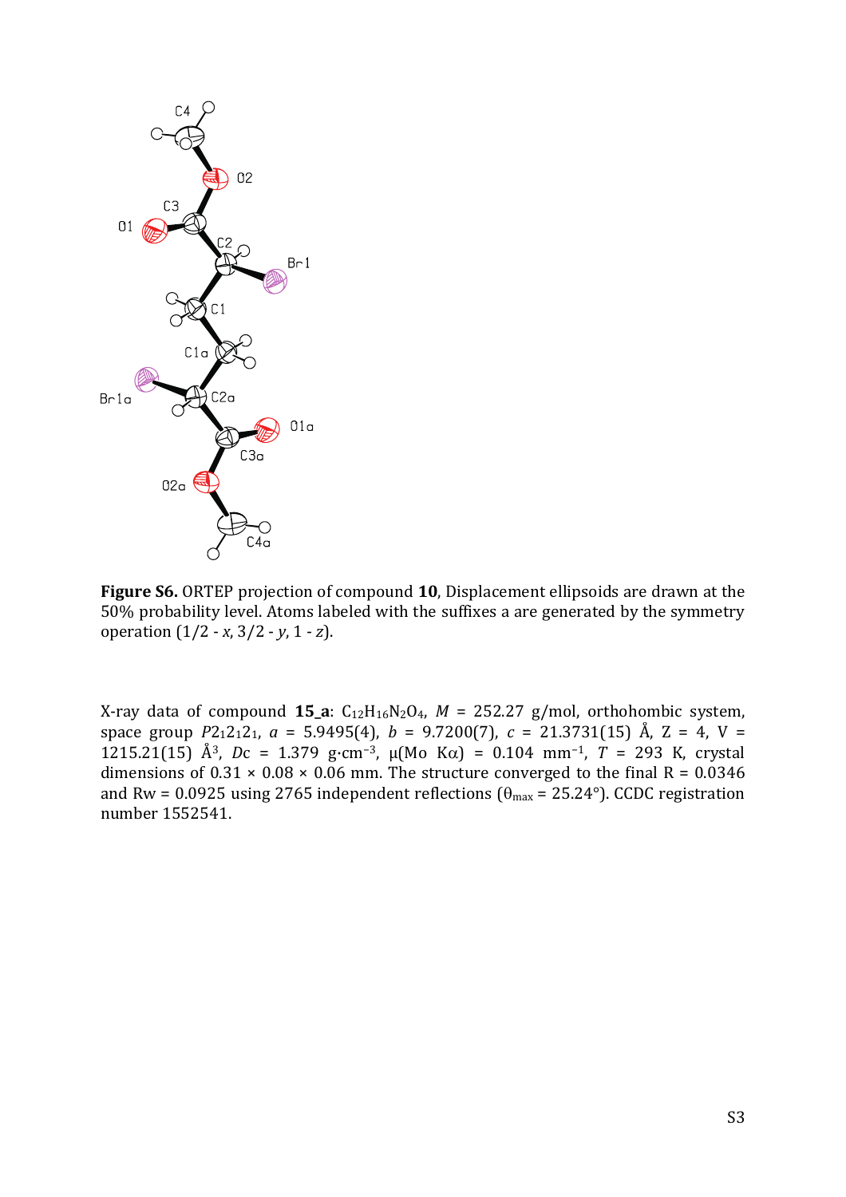**Figure S6.** ORTEP projection of compound **10**, Displacement ellipsoids are drawn at the 50% probability level. Atoms labeled with the suffixes a are generated by the symmetry operation (1/2 - *x*, 3/2 - *y*, 1 - *z*).

X-ray data of compound **15_a**: $C_{12}H_{16}N_2O_4$, *M* = 252.27 g/mol, orthohombic system, space group $P2_12_12_1$, *a* = 5.9495(4), *b* = 9.7200(7), *c* = 21.3731(15) Å, Z = 4, V = 1215.21(15) $Å^3$, *Dc* = 1.379 $g{\cdot}cm^{-3}$, μ(Mo Kα) = 0.104 $mm^{-1}$, *T* = 293 K, crystal dimensions of 0.31 × 0.08 × 0.06 mm. The structure converged to the final R = 0.0346 and Rw = 0.0925 using 2765 independent reflections ($\theta_{max}$ = 25.24°). CCDC registration number 1552541.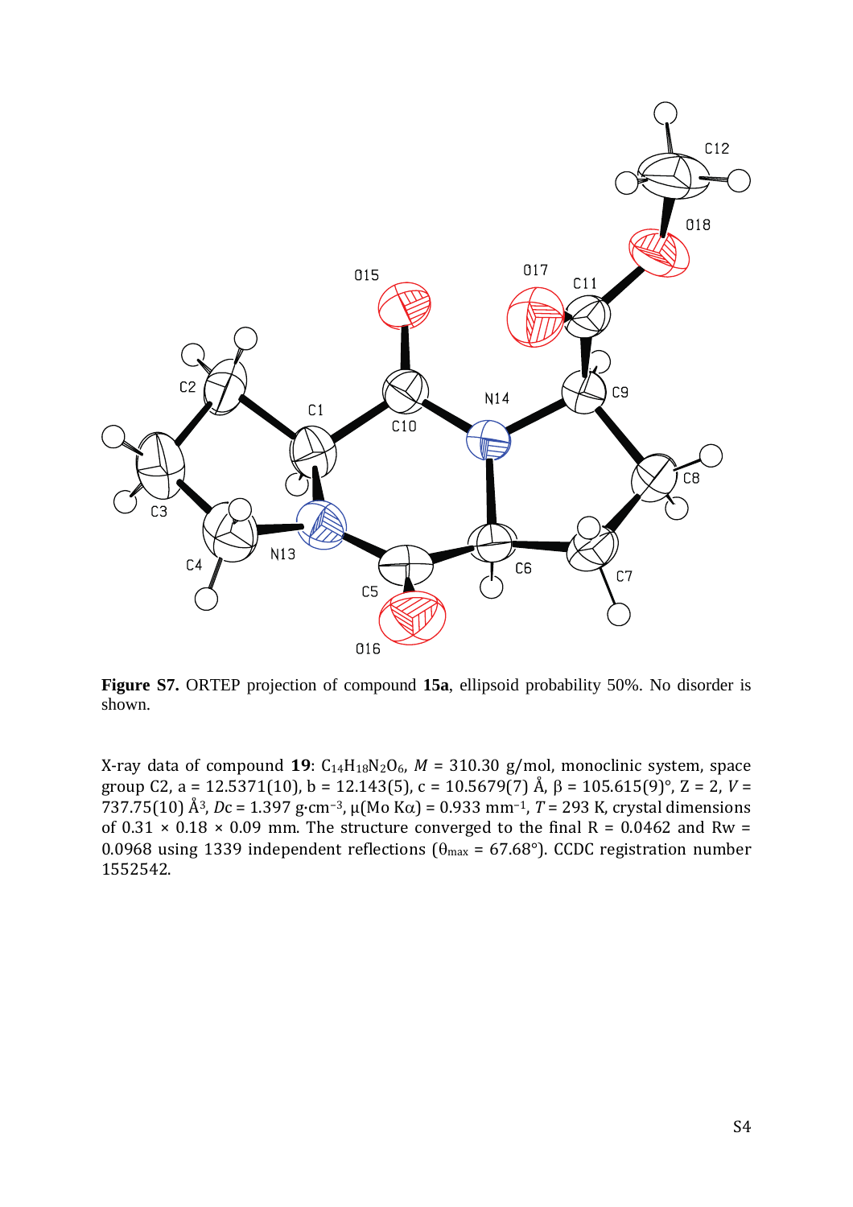**Figure S7.** ORTEP projection of compound **15a**, ellipsoid probability 50%. No disorder is shown.

X-ray data of compound **19**: $C_{14}H_{18}N_2O_6$, $M$ = 310.30 g/mol, monoclinic system, space group C2, a = 12.5371(10), b = 12.143(5), c = 10.5679(7) Å, β = 105.615(9)°, Z = 2, $V$ = 737.75(10) Å$^3$, $Dc$ = 1.397 g·cm$^{-3}$, μ(Mo Kα) = 0.933 mm$^{-1}$, $T$ = 293 K, crystal dimensions of 0.31 × 0.18 × 0.09 mm. The structure converged to the final R = 0.0462 and Rw = 0.0968 using 1339 independent reflections ($\theta_{max}$ = 67.68°). CCDC registration number 1552542.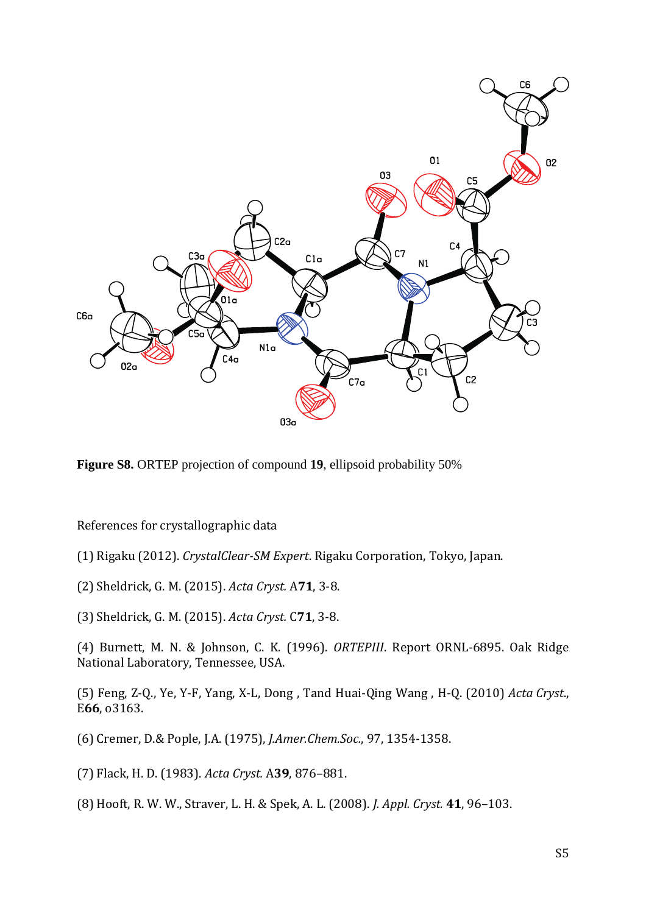C6
O1
O2
O3
C5
C2a
C7
C4
N1
C3a
C1a
O1a
C3
C6a
C5a
N1a
C4a
C1
C2
O2a
C7a
O3a

**Figure S8.** ORTEP projection of compound **19**, ellipsoid probability 50%

References for crystallographic data

(1) Rigaku (2012). *CrystalClear-SM Expert*. Rigaku Corporation, Tokyo, Japan.

(2) Sheldrick, G. M. (2015). *Acta Cryst.* A**71**, 3-8.

(3) Sheldrick, G. M. (2015). *Acta Cryst.* C**71**, 3-8.

(4) Burnett, M. N. & Johnson, C. K. (1996). *ORTEPIII*. Report ORNL-6895. Oak Ridge National Laboratory, Tennessee, USA.

(5) Feng, Z-Q., Ye, Y-F, Yang, X-L, Dong , Tand Huai-Qing Wang , H-Q. (2010) *Acta Cryst.*, E**66**, o3163.

(6) Cremer, D.& Pople, J.A. (1975), *J.Amer.Chem.Soc.*, 97, 1354-1358.

(7) Flack, H. D. (1983). *Acta Cryst.* A**39**, 876–881.

(8) Hooft, R. W. W., Straver, L. H. & Spek, A. L. (2008). *J. Appl. Cryst.* **41**, 96–103.